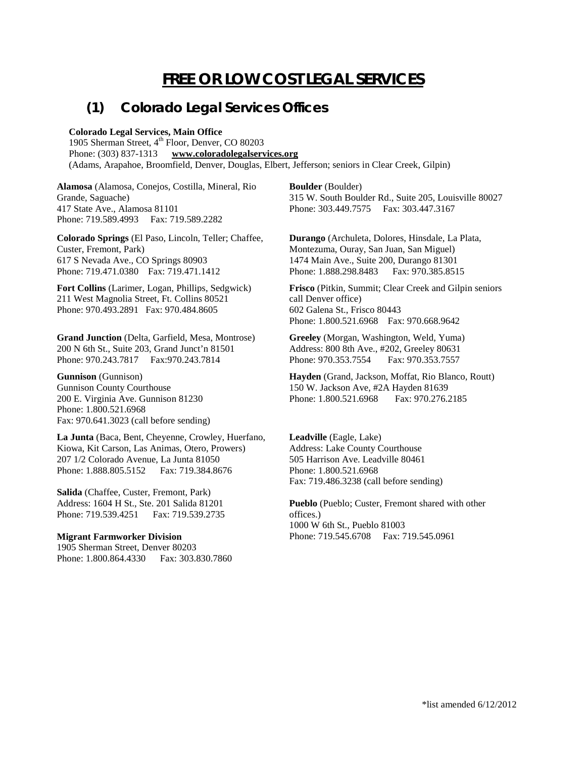# FREE OR LOW COST LEGAL SERVICES

## (1) Colorado Legal Services Offices

**Colorado Legal Services, Main Office**
1905 Sherman Street, 4th Floor, Denver, CO 80203
Phone: (303) 837-1313 **www.coloradolegalservices.org**
(Adams, Arapahoe, Broomfield, Denver, Douglas, Elbert, Jefferson; seniors in Clear Creek, Gilpin)

**Alamosa** (Alamosa, Conejos, Costilla, Mineral, Rio Grande, Saguache)
417 State Ave., Alamosa 81101
Phone: 719.589.4993 Fax: 719.589.2282

**Colorado Springs** (El Paso, Lincoln, Teller; Chaffee, Custer, Fremont, Park)
617 S Nevada Ave., CO Springs 80903
Phone: 719.471.0380 Fax: 719.471.1412

**Fort Collins** (Larimer, Logan, Phillips, Sedgwick)
211 West Magnolia Street, Ft. Collins 80521
Phone: 970.493.2891 Fax: 970.484.8605

**Grand Junction** (Delta, Garfield, Mesa, Montrose)
200 N 6th St., Suite 203, Grand Junct'n 81501
Phone: 970.243.7817 Fax:970.243.7814

**Gunnison** (Gunnison)
Gunnison County Courthouse
200 E. Virginia Ave. Gunnison 81230
Phone: 1.800.521.6968
Fax: 970.641.3023 (call before sending)

**La Junta** (Baca, Bent, Cheyenne, Crowley, Huerfano, Kiowa, Kit Carson, Las Animas, Otero, Prowers)
207 1/2 Colorado Avenue, La Junta 81050
Phone: 1.888.805.5152 Fax: 719.384.8676

**Salida** (Chaffee, Custer, Fremont, Park)
Address: 1604 H St., Ste. 201 Salida 81201
Phone: 719.539.4251 Fax: 719.539.2735

**Migrant Farmworker Division**
1905 Sherman Street, Denver 80203
Phone: 1.800.864.4330 Fax: 303.830.7860

**Boulder** (Boulder)
315 W. South Boulder Rd., Suite 205, Louisville 80027
Phone: 303.449.7575 Fax: 303.447.3167

**Durango** (Archuleta, Dolores, Hinsdale, La Plata, Montezuma, Ouray, San Juan, San Miguel)
1474 Main Ave., Suite 200, Durango 81301
Phone: 1.888.298.8483 Fax: 970.385.8515

**Frisco** (Pitkin, Summit; Clear Creek and Gilpin seniors call Denver office)
602 Galena St., Frisco 80443
Phone: 1.800.521.6968 Fax: 970.668.9642

**Greeley** (Morgan, Washington, Weld, Yuma)
Address: 800 8th Ave., #202, Greeley 80631
Phone: 970.353.7554 Fax: 970.353.7557

**Hayden** (Grand, Jackson, Moffat, Rio Blanco, Routt)
150 W. Jackson Ave, #2A Hayden 81639
Phone: 1.800.521.6968 Fax: 970.276.2185

**Leadville** (Eagle, Lake)
Address: Lake County Courthouse
505 Harrison Ave. Leadville 80461
Phone: 1.800.521.6968
Fax: 719.486.3238 (call before sending)

**Pueblo** (Pueblo; Custer, Fremont shared with other offices.)
1000 W 6th St., Pueblo 81003
Phone: 719.545.6708 Fax: 719.545.0961

\*list amended 6/12/2012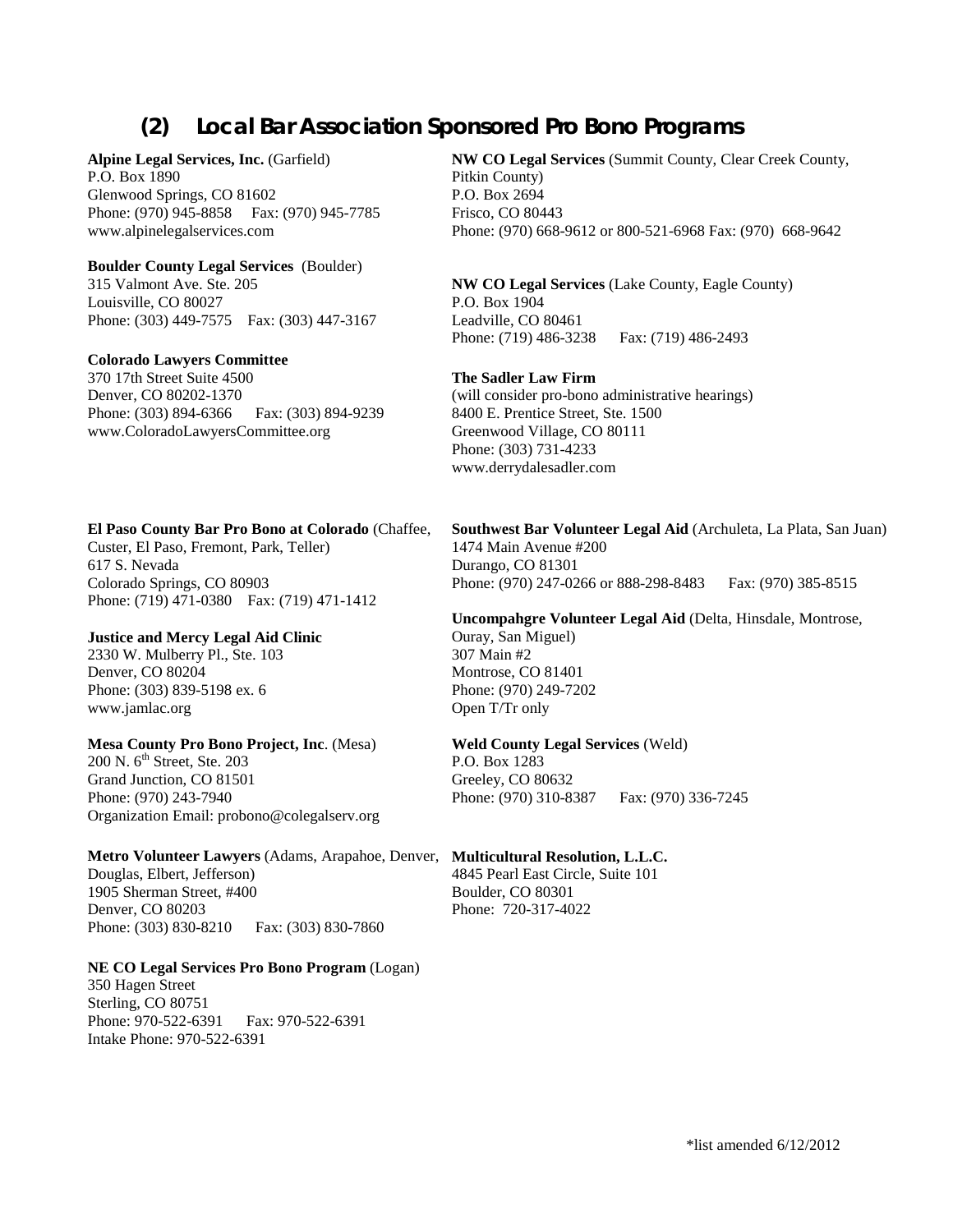## (2) Local Bar Association Sponsored Pro Bono Programs

**Alpine Legal Services, Inc.** (Garfield)
P.O. Box 1890
Glenwood Springs, CO 81602
Phone: (970) 945-8858 Fax: (970) 945-7785
www.alpinelegalservices.com

**Boulder County Legal Services** (Boulder)
315 Valmont Ave. Ste. 205
Louisville, CO 80027
Phone: (303) 449-7575 Fax: (303) 447-3167

**Colorado Lawyers Committee**
370 17th Street Suite 4500
Denver, CO 80202-1370
Phone: (303) 894-6366 Fax: (303) 894-9239
www.ColoradoLawyersCommittee.org

**NW CO Legal Services** (Summit County, Clear Creek County, Pitkin County)
P.O. Box 2694
Frisco, CO 80443
Phone: (970) 668-9612 or 800-521-6968 Fax: (970) 668-9642

**NW CO Legal Services** (Lake County, Eagle County)
P.O. Box 1904
Leadville, CO 80461
Phone: (719) 486-3238 Fax: (719) 486-2493

**The Sadler Law Firm**
(will consider pro-bono administrative hearings)
8400 E. Prentice Street, Ste. 1500
Greenwood Village, CO 80111
Phone: (303) 731-4233
www.derrydalesadler.com

**El Paso County Bar Pro Bono at Colorado** (Chaffee, Custer, El Paso, Fremont, Park, Teller)
617 S. Nevada
Colorado Springs, CO 80903
Phone: (719) 471-0380 Fax: (719) 471-1412

**Justice and Mercy Legal Aid Clinic**
2330 W. Mulberry Pl., Ste. 103
Denver, CO 80204
Phone: (303) 839-5198 ex. 6
www.jamlac.org

**Mesa County Pro Bono Project, Inc**. (Mesa)
200 N. 6th Street, Ste. 203
Grand Junction, CO 81501
Phone: (970) 243-7940
Organization Email: probono@colegalserv.org

**Metro Volunteer Lawyers** (Adams, Arapahoe, Denver, Douglas, Elbert, Jefferson)
1905 Sherman Street, #400
Denver, CO 80203
Phone: (303) 830-8210 Fax: (303) 830-7860

**NE CO Legal Services Pro Bono Program** (Logan)
350 Hagen Street
Sterling, CO 80751
Phone: 970-522-6391 Fax: 970-522-6391
Intake Phone: 970-522-6391

**Southwest Bar Volunteer Legal Aid** (Archuleta, La Plata, San Juan)
1474 Main Avenue #200
Durango, CO 81301
Phone: (970) 247-0266 or 888-298-8483 Fax: (970) 385-8515

**Uncompahgre Volunteer Legal Aid** (Delta, Hinsdale, Montrose, Ouray, San Miguel)
307 Main #2
Montrose, CO 81401
Phone: (970) 249-7202
Open T/Tr only

**Weld County Legal Services** (Weld)
P.O. Box 1283
Greeley, CO 80632
Phone: (970) 310-8387 Fax: (970) 336-7245

**Multicultural Resolution, L.L.C.**
4845 Pearl East Circle, Suite 101
Boulder, CO 80301
Phone: 720-317-4022

*list amended 6/12/2012